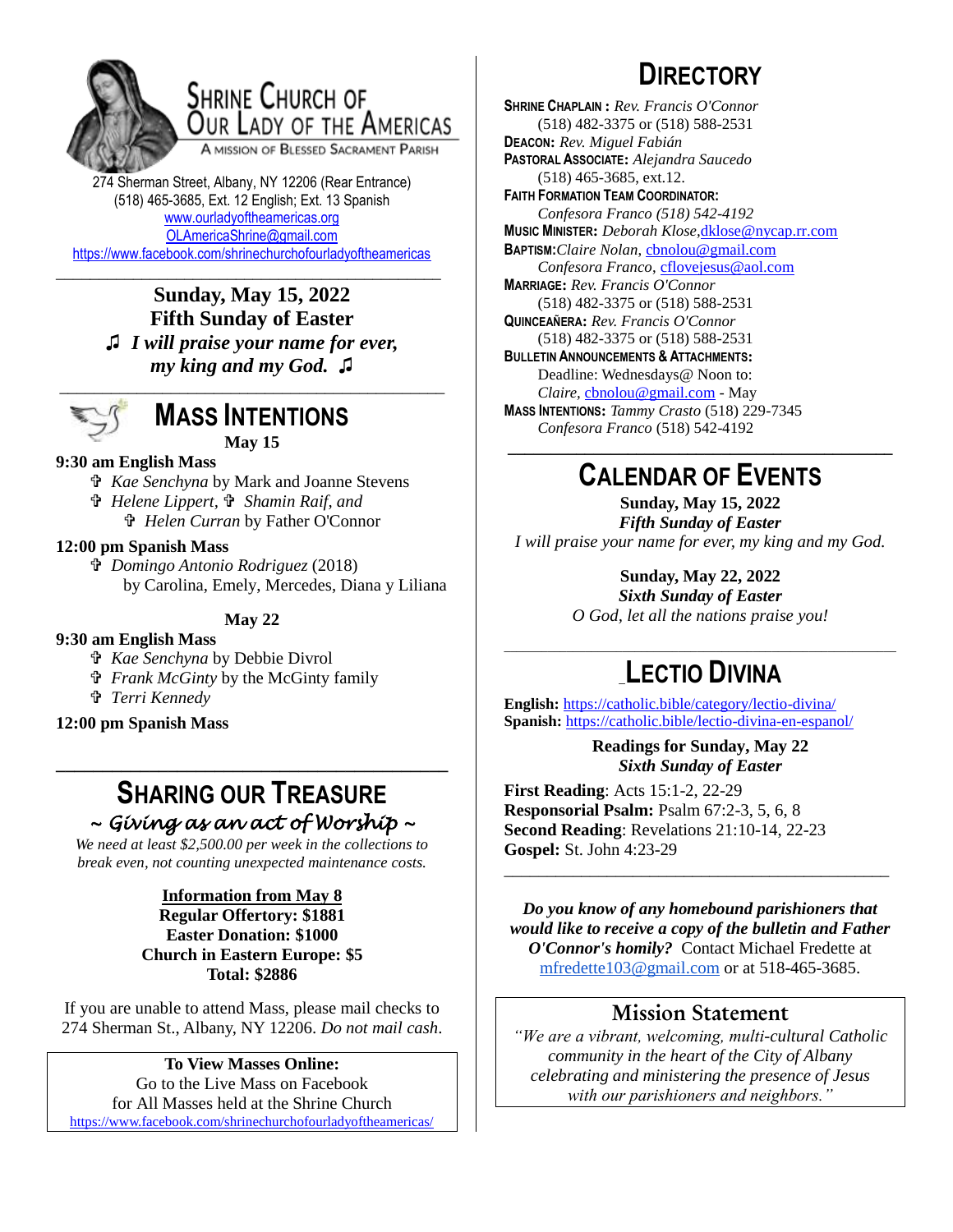# Shrine Church of Our Lady of the Americas

A Mission of Blessed Sacrament Parish

274 Sherman Street, Albany, NY 12206 (Rear Entrance)
(518) 465-3685, Ext. 12 English; Ext. 13 Spanish
www.ourladyoftheamericas.org
OLAmericaShrine@gmail.com
https://www.facebook.com/shrinechurchofourladyoftheamericas

---

**Sunday, May 15, 2022**
**Fifth Sunday of Easter**
♫ ***I will praise your name for ever, my king and my God.*** ♫

---

## Mass Intentions

**May 15**

**9:30 am English Mass**
- ✞ *Kae Senchyna* by Mark and Joanne Stevens
- ✞ *Helene Lippert*, ✞ *Shamin Raif, and* ✞ *Helen Curran* by Father O'Connor

**12:00 pm Spanish Mass**
- ✞ *Domingo Antonio Rodriguez* (2018) by Carolina, Emely, Mercedes, Diana y Liliana

**May 22**

**9:30 am English Mass**
- ✞ *Kae Senchyna* by Debbie Divrol
- ✞ *Frank McGinty* by the McGinty family
- ✞ *Terri Kennedy*

**12:00 pm Spanish Mass**

---

## Sharing Our Treasure

*~ Giving as an act of Worship ~*

*We need at least $2,500.00 per week in the collections to break even, not counting unexpected maintenance costs.*

**Information from May 8**
**Regular Offertory: $1881**
**Easter Donation: $1000**
**Church in Eastern Europe: $5**
**Total: $2886**

If you are unable to attend Mass, please mail checks to 274 Sherman St., Albany, NY 12206. *Do not mail cash*.

**To View Masses Online:**
Go to the Live Mass on Facebook for All Masses held at the Shrine Church
https://www.facebook.com/shrinechurchofourladyoftheamericas/

## Directory

**Shrine Chaplain:** *Rev. Francis O'Connor* (518) 482-3375 or (518) 588-2531
**Deacon:** *Rev. Miguel Fabián*
**Pastoral Associate:** *Alejandra Saucedo* (518) 465-3685, ext.12.
**Faith Formation Team Coordinator:** *Confesora Franco (518) 542-4192*
**Music Minister:** *Deborah Klose*, dklose@nycap.rr.com
**Baptism:** *Claire Nolan*, cbnolou@gmail.com
*Confesora Franco*, cflovejesus@aol.com
**Marriage:** *Rev. Francis O'Connor* (518) 482-3375 or (518) 588-2531
**Quinceañera:** *Rev. Francis O'Connor* (518) 482-3375 or (518) 588-2531
**Bulletin Announcements & Attachments:** Deadline: Wednesdays@ Noon to: *Claire*, cbnolou@gmail.com - May
**Mass Intentions:** *Tammy Crasto* (518) 229-7345
*Confesora Franco* (518) 542-4192

---

## Calendar of Events

**Sunday, May 15, 2022**
***Fifth Sunday of Easter***
*I will praise your name for ever, my king and my God.*

**Sunday, May 22, 2022**
***Sixth Sunday of Easter***
*O God, let all the nations praise you!*

---

## Lectio Divina

**English:** https://catholic.bible/category/lectio-divina/
**Spanish:** https://catholic.bible/lectio-divina-en-espanol/

**Readings for Sunday, May 22**
***Sixth Sunday of Easter***

**First Reading**: Acts 15:1-2, 22-29
**Responsorial Psalm:** Psalm 67:2-3, 5, 6, 8
**Second Reading**: Revelations 21:10-14, 22-23
**Gospel:** St. John 4:23-29

---

***Do you know of any homebound parishioners that would like to receive a copy of the bulletin and Father O'Connor's homily?*** Contact Michael Fredette at mfredette103@gmail.com or at 518-465-3685.

## Mission Statement

*"We are a vibrant, welcoming, multi-cultural Catholic community in the heart of the City of Albany celebrating and ministering the presence of Jesus with our parishioners and neighbors."*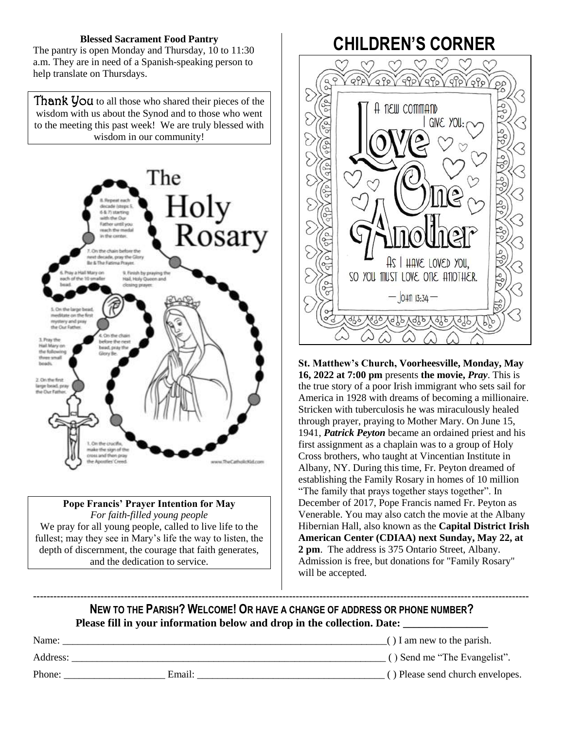**Blessed Sacrament Food Pantry**

The pantry is open Monday and Thursday, 10 to 11:30 a.m. They are in need of a Spanish-speaking person to help translate on Thursdays.

Thank You to all those who shared their pieces of the wisdom with us about the Synod and to those who went to the meeting this past week! We are truly blessed with wisdom in our community!

The Holy Rosary

1. On the crucifix, make the sign of the cross and then pray the Apostles' Creed.
2. On the first large bead, pray the Our Father.
3. Pray the Hail Mary on the following three small beads.
4. On the chain before the next bead, pray the Glory Be.
5. On the large bead, meditate on the first mystery and pray the Our Father.
6. Pray a Hail Mary on each of the 10 smaller bead.
7. On the chain before the next decade, pray the Glory Be & The Fatima Prayer.
8. Repeat each decade (steps 5, 6 & 7) starting with the Our Father until you reach the medal in the center.
9. Finish by praying the Hail, Holy Queen and closing prayer.

www.TheCatholicKid.com

**Pope Francis' Prayer Intention for May**

*For faith-filled young people*

We pray for all young people, called to live life to the fullest; may they see in Mary's life the way to listen, the depth of discernment, the courage that faith generates, and the dedication to service.

# CHILDREN'S CORNER

A new command I give you: Love One Another

As I have loved you, so you must love one another.

— John 13:34 —

**St. Matthew's Church, Voorheesville, Monday, May 16, 2022 at 7:00 pm** presents **the movie, *Pray***. This is the true story of a poor Irish immigrant who sets sail for America in 1928 with dreams of becoming a millionaire. Stricken with tuberculosis he was miraculously healed through prayer, praying to Mother Mary. On June 15, 1941, ***Patrick Peyton*** became an ordained priest and his first assignment as a chaplain was to a group of Holy Cross brothers, who taught at Vincentian Institute in Albany, NY. During this time, Fr. Peyton dreamed of establishing the Family Rosary in homes of 10 million "The family that prays together stays together". In December of 2017, Pope Francis named Fr. Peyton as Venerable. You may also catch the movie at the Albany Hibernian Hall, also known as the **Capital District Irish American Center (CDIAA) next Sunday, May 22, at 2 pm**. The address is 375 Ontario Street, Albany. Admission is free, but donations for "Family Rosary" will be accepted.

---

**NEW TO THE PARISH? WELCOME! OR HAVE A CHANGE OF ADDRESS OR PHONE NUMBER?**

**Please fill in your information below and drop in the collection. Date: _______________**

Name: _________________________________________________________________ ( ) I am new to the parish.

Address: _______________________________________________________________ ( ) Send me "The Evangelist".

Phone: ____________________ Email: ____________________________________ ( ) Please send church envelopes.